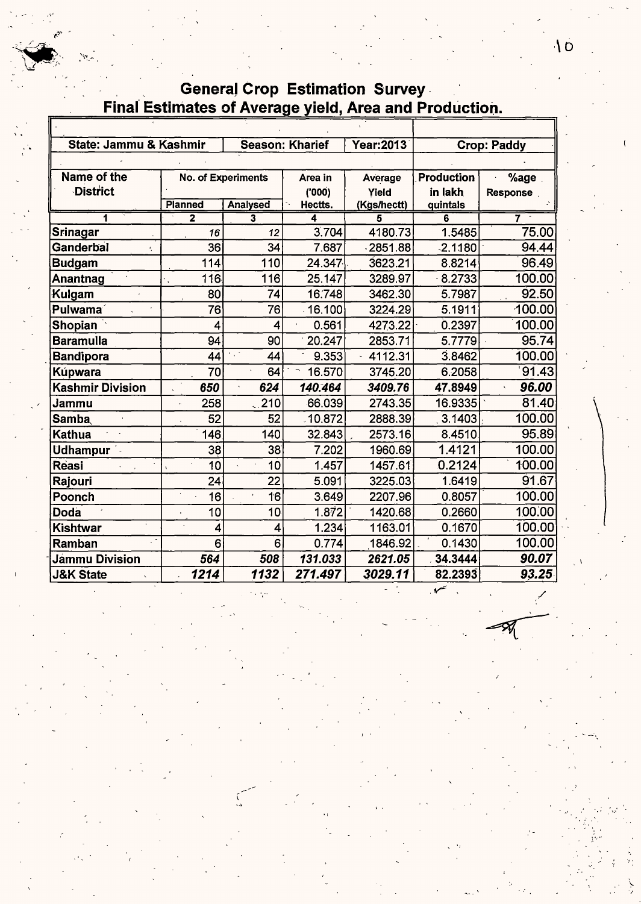## General Crop Estimation Survey
## Final Estimates of Average yield, Area and Production.

| State: Jammu & Kashmir | | Season: Kharief | | Year:2013 | Crop: Paddy | |
|---|---|---|---|---|---|---|
| Name of the District | No. of Experiments | | Area in ('000) Hectts. | Average Yield (Kgs/hectt) | Production in lakh quintals | %age Response |
| | Planned | Analysed | | | | |
| 1 | 2 | 3 | 4 | 5 | 6 | 7 |
| **Srinagar** | 16 | 12 | 3.704 | 4180.73 | 1.5485 | 75.00 |
| **Ganderbal** | 36 | 34 | 7.687 | 2851.88 | 2.1180 | 94.44 |
| **Budgam** | 114 | 110 | 24.347 | 3623.21 | 8.8214 | 96.49 |
| **Anantnag** | 116 | 116 | 25.147 | 3289.97 | 8.2733 | 100.00 |
| **Kulgam** | 80 | 74 | 16.748 | 3462.30 | 5.7987 | 92.50 |
| **Pulwama** | 76 | 76 | 16.100 | 3224.29 | 5.1911 | 100.00 |
| **Shopian** | 4 | 4 | 0.561 | 4273.22 | 0.2397 | 100.00 |
| **Baramulla** | 94 | 90 | 20.247 | 2853.71 | 5.7779 | 95.74 |
| **Bandipora** | 44 | 44 | 9.353 | 4112.31 | 3.8462 | 100.00 |
| **Kupwara** | 70 | 64 | 16.570 | 3745.20 | 6.2058 | 91.43 |
| **Kashmir Division** | ***650*** | ***624*** | ***140.464*** | ***3409.76*** | **47.8949** | ***96.00*** |
| **Jammu** | 258 | 210 | 66.039 | 2743.35 | 16.9335 | 81.40 |
| **Samba** | 52 | 52 | 10.872 | 2888.39 | 3.1403 | 100.00 |
| **Kathua** | 146 | 140 | 32.843 | 2573.16 | 8.4510 | 95.89 |
| **Udhampur** | 38 | 38 | 7.202 | 1960.69 | 1.4121 | 100.00 |
| **Reasi** | 10 | 10 | 1.457 | 1457.61 | 0.2124 | 100.00 |
| **Rajouri** | 24 | 22 | 5.091 | 3225.03 | 1.6419 | 91.67 |
| **Poonch** | 16 | 16 | 3.649 | 2207.96 | 0.8057 | 100.00 |
| **Doda** | 10 | 10 | 1.872 | 1420.68 | 0.2660 | 100.00 |
| **Kishtwar** | 4 | 4 | 1.234 | 1163.01 | 0.1670 | 100.00 |
| **Ramban** | 6 | 6 | 0.774 | 1846.92 | 0.1430 | 100.00 |
| **Jammu Division** | ***564*** | ***508*** | ***131.033*** | ***2621.05*** | **34.3444** | ***90.07*** |
| **J&K State** | ***1214*** | ***1132*** | ***271.497*** | ***3029.11*** | **82.2393** | ***93.25*** |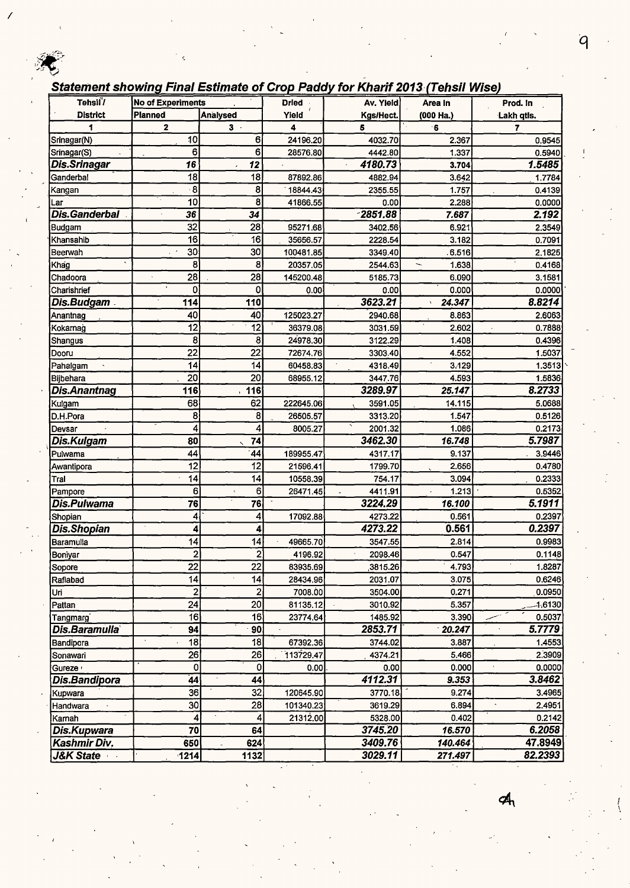## *Statement showing Final Estimate of Crop Paddy for Kharif 2013 (Tehsil Wise)*

| Tehsil / District | No of Experiments | | Dried Yield | Av. Yield Kgs/Hect. | Area In (000 Ha.) | Prod. In Lakh qtls. |
|---|---|---|---|---|---|---|
| | Planned | Analysed | | | | |
| 1 | 2 | 3 | 4 | 5 | 6 | 7 |
| Srinagar(N) | 10 | 6 | 24196.20 | 4032.70 | 2.367 | 0.9545 |
| Srinagar(S) | 6 | 6 | 28576.80 | 4442.80 | 1.337 | 0.5940 |
| ***Dis.Srinagar*** | ***16*** | ***12*** | | ***4180.73*** | ***3.704*** | ***1.5485*** |
| Ganderbal | 18 | 18 | 87892.86 | 4882.94 | 3.642 | 1.7784 |
| Kangan | 8 | 8 | 18844.43 | 2355.55 | 1.757 | 0.4139 |
| Lar | 10 | 8 | 41866.55 | 0.00 | 2.288 | 0.0000 |
| ***Dis.Ganderbal*** | ***36*** | ***34*** | | ***2851.88*** | ***7.687*** | ***2.192*** |
| Budgam | 32 | 28 | 95271.68 | 3402.56 | 6.921 | 2.3549 |
| Khansahib | 16 | 16 | 35656.57 | 2228.54 | 3.182 | 0.7091 |
| Beerwah | 30 | 30 | 100481.85 | 3349.40 | 6.516 | 2.1825 |
| Khag | 8 | 8 | 20357.05 | 2544.63 | 1.638 | 0.4168 |
| Chadoora | 28 | 28 | 145200.48 | 5185.73 | 6.090 | 3.1581 |
| Charishrief | 0 | 0 | 0.00 | 0.00 | 0.000 | 0.0000 |
| ***Dis.Budgam*** | ***114*** | ***110*** | | ***3623.21*** | ***24.347*** | ***8.8214*** |
| Anantnag | 40 | 40 | 125023.27 | 2940.68 | 8.863 | 2.6063 |
| Kokarnag | 12 | 12 | 36379.08 | 3031.59 | 2.602 | 0.7888 |
| Shangus | 8 | 8 | 24978.30 | 3122.29 | 1.408 | 0.4396 |
| Dooru | 22 | 22 | 72674.76 | 3303.40 | 4.552 | 1.5037 |
| Pahalgam | 14 | 14 | 60458.83 | 4318.49 | 3.129 | 1.3513 |
| Bijbehara | 20 | 20 | 68955.12 | 3447.76 | 4.593 | 1.5836 |
| ***Dis.Anantnag*** | ***116*** | ***116*** | | ***3289.97*** | ***25.147*** | ***8.2733*** |
| Kulgam | 68 | 62 | 222645.06 | 3591.05 | 14.115 | 5.0688 |
| D.H.Pora | 8 | 8 | 26505.57 | 3313.20 | 1.547 | 0.5126 |
| Devsar | 4 | 4 | 8005.27 | 2001.32 | 1.086 | 0.2173 |
| ***Dis.Kulgam*** | ***80*** | ***74*** | | ***3462.30*** | ***16.748*** | ***5.7987*** |
| Pulwama | 44 | 44 | 189955.47 | 4317.17 | 9.137 | 3.9446 |
| Awantipora | 12 | 12 | 21596.41 | 1799.70 | 2.656 | 0.4780 |
| Tral | 14 | 14 | 10558.39 | 754.17 | 3.094 | 0.2333 |
| Pampore | 6 | 6 | 26471.45 | 4411.91 | 1.213 | 0.5352 |
| ***Dis.Pulwama*** | ***76*** | ***76*** | | ***3224.29*** | ***16.100*** | ***5.1911*** |
| Shopian | 4 | 4 | 17092.88 | 4273.22 | 0.561 | 0.2397 |
| ***Dis.Shopian*** | ***4*** | ***4*** | | ***4273.22*** | ***0.561*** | ***0.2397*** |
| Baramulla | 14 | 14 | 49665.70 | 3547.55 | 2.814 | 0.9983 |
| Boniyar | 2 | 2 | 4196.92 | 2098.46 | 0.547 | 0.1148 |
| Sopore | 22 | 22 | 83935.69 | 3815.26 | 4.793 | 1.8287 |
| Rafiabad | 14 | 14 | 28434.96 | 2031.07 | 3.075 | 0.6246 |
| Uri | 2 | 2 | 7008.00 | 3504.00 | 0.271 | 0.0950 |
| Pattan | 24 | 20 | 81135.12 | 3010.92 | 5.357 | 1.6130 |
| Tangmarg | 16 | 16 | 23774.64 | 1485.92 | 3.390 | 0.5037 |
| ***Dis.Baramulla*** | ***94*** | ***90*** | | ***2853.71*** | ***20.247*** | ***5.7779*** |
| Bandipora | 18 | 18 | 67392.36 | 3744.02 | 3.887 | 1.4553 |
| Sonawari | 26 | 26 | 113729.47 | 4374.21 | 5.466 | 2.3909 |
| Gureze | 0 | 0 | 0.00 | 0.00 | 0.000 | 0.0000 |
| ***Dis.Bandipora*** | ***44*** | ***44*** | | ***4112.31*** | ***9.353*** | ***3.8462*** |
| Kupwara | 36 | 32 | 120645.90 | 3770.18 | 9.274 | 3.4965 |
| Handwara | 30 | 28 | 101340.23 | 3619.29 | 6.894 | 2.4951 |
| Karnah | 4 | 4 | 21312.00 | 5328.00 | 0.402 | 0.2142 |
| ***Dis.Kupwara*** | ***70*** | ***64*** | | ***3745.20*** | ***16.570*** | ***6.2058*** |
| ***Kashmir Div.*** | ***650*** | ***624*** | | ***3409.76*** | ***140.464*** | ***47.8949*** |
| ***J&K State*** | ***1214*** | ***1132*** | | ***3029.11*** | ***271.497*** | ***82.2393*** |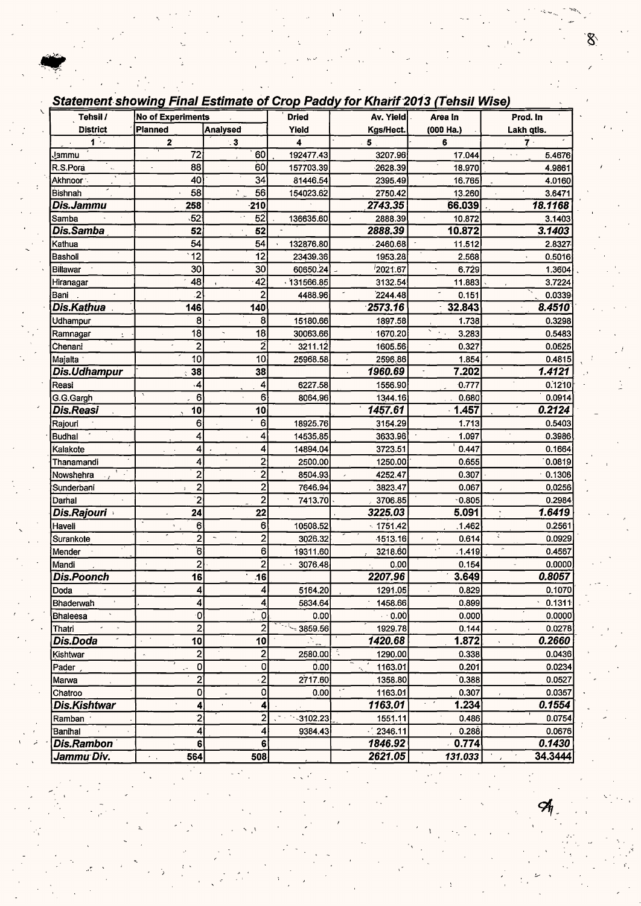## Statement showing Final Estimate of Crop Paddy for Kharif 2013 (Tehsil Wise)

| Tehsil / District | No of Experiments | | Dried Yield | Av. Yield Kgs/Hect. | Area In (000 Ha.) | Prod. In Lakh qtls. |
|---|---|---|---|---|---|---|
| | Planned | Analysed | | | | |
| 1 | 2 | 3 | 4 | 5 | 6 | 7 |
| Jammu | 72 | 60 | 192477.43 | 3207.96 | 17.044 | 5.4676 |
| R.S.Pora | 88 | 60 | 157703.39 | 2628.39 | 18.970 | 4.9861 |
| Akhnoor | 40 | 34 | 81446.54 | 2395.49 | 16.765 | 4.0160 |
| Bishnah | 58 | 56 | 154023.62 | 2750.42 | 13.260 | 3.6471 |
| ***Dis.Jammu*** | **258** | **210** | | ***2743.35*** | **66.039** | ***18.1168*** |
| Samba | 52 | 52 | 136635.60 | 2888.39 | 10.872 | 3.1403 |
| ***Dis.Samba*** | **52** | **52** | | ***2888.39*** | **10.872** | ***3.1403*** |
| Kathua | 54 | 54 | 132876.80 | 2460.68 | 11.512 | 2.8327 |
| Basholi | 12 | 12 | 23439.36 | 1953.28 | 2.568 | 0.5016 |
| Billawar | 30 | 30 | 60650.24 | 2021.67 | 6.729 | 1.3604 |
| Hiranagar | 48 | 42 | 131566.85 | 3132.54 | 11.883 | 3.7224 |
| Bani | 2 | 2 | 4488.96 | 2244.48 | 0.151 | 0.0339 |
| ***Dis.Kathua*** | **146** | **140** | | ***2573.16*** | **32.843** | ***8.4510*** |
| Udhampur | 8 | 8 | 15180.66 | 1897.58 | 1.738 | 0.3298 |
| Ramnagar | 18 | 18 | 30063.66 | 1670.20 | 3.283 | 0.5483 |
| Chenani | 2 | 2 | 3211.12 | 1605.56 | 0.327 | 0.0525 |
| Majalta | 10 | 10 | 25968.58 | 2596.86 | 1.854 | 0.4815 |
| ***Dis.Udhampur*** | **38** | **38** | | ***1960.69*** | **7.202** | ***1.4121*** |
| Reasi | 4 | 4 | 6227.58 | 1556.90 | 0.777 | 0.1210 |
| G.G.Gargh | 6 | 6 | 8064.96 | 1344.16 | 0.680 | 0.0914 |
| ***Dis.Reasi*** | **10** | **10** | | ***1457.61*** | **1.457** | ***0.2124*** |
| Rajouri | 6 | 6 | 18925.76 | 3154.29 | 1.713 | 0.5403 |
| Budhal | 4 | 4 | 14535.85 | 3633.96 | 1.097 | 0.3986 |
| Kalakote | 4 | 4 | 14894.04 | 3723.51 | 0.447 | 0.1664 |
| Thanamandi | 4 | 2 | 2500.00 | 1250.00 | 0.655 | 0.0819 |
| Nowshehra | 2 | 2 | 8504.93 | 4252.47 | 0.307 | 0.1306 |
| Sunderbani | 2 | 2 | 7646.94 | 3823.47 | 0.067 | 0.0256 |
| Darhal | 2 | 2 | 7413.70 | 3706.85 | 0.805 | 0.2984 |
| ***Dis.Rajouri*** | **24** | **22** | | ***3225.03*** | **5.091** | ***1.6419*** |
| Haveli | 6 | 6 | 10508.52 | 1751.42 | 1.462 | 0.2561 |
| Surankote | 2 | 2 | 3026.32 | 1513.16 | 0.614 | 0.0929 |
| Mender | 6 | 6 | 19311.60 | 3218.60 | 1.419 | 0.4567 |
| Mandi | 2 | 2 | 3076.48 | 0.00 | 0.154 | 0.0000 |
| ***Dis.Poonch*** | **16** | **16** | | ***2207.96*** | **3.649** | ***0.8057*** |
| Doda | 4 | 4 | 5164.20 | 1291.05 | 0.829 | 0.1070 |
| Bhaderwah | 4 | 4 | 5834.64 | 1458.66 | 0.899 | 0.1311 |
| Bhaleesa | 0 | 0 | 0.00 | 0.00 | 0.000 | 0.0000 |
| Thatri | 2 | 2 | 3859.56 | 1929.78 | 0.144 | 0.0278 |
| ***Dis.Doda*** | **10** | **10** | | ***1420.68*** | **1.872** | ***0.2660*** |
| Kishtwar | 2 | 2 | 2580.00 | 1290.00 | 0.338 | 0.0436 |
| Pader | 0 | 0 | 0.00 | 1163.01 | 0.201 | 0.0234 |
| Marwa | 2 | 2 | 2717.60 | 1358.80 | 0.388 | 0.0527 |
| Chatroo | 0 | 0 | 0.00 | 1163.01 | 0.307 | 0.0357 |
| ***Dis.Kishtwar*** | **4** | **4** | | ***1163.01*** | **1.234** | ***0.1554*** |
| Ramban | 2 | 2 | 3102.23 | 1551.11 | 0.486 | 0.0754 |
| Banihal | 4 | 4 | 9384.43 | 2346.11 | 0.288 | 0.0676 |
| ***Dis.Rambon*** | **6** | **6** | | ***1846.92*** | **0.774** | ***0.1430*** |
| ***Jammu Div.*** | **564** | **508** | | ***2621.05*** | ***131.033*** | **34.3444** |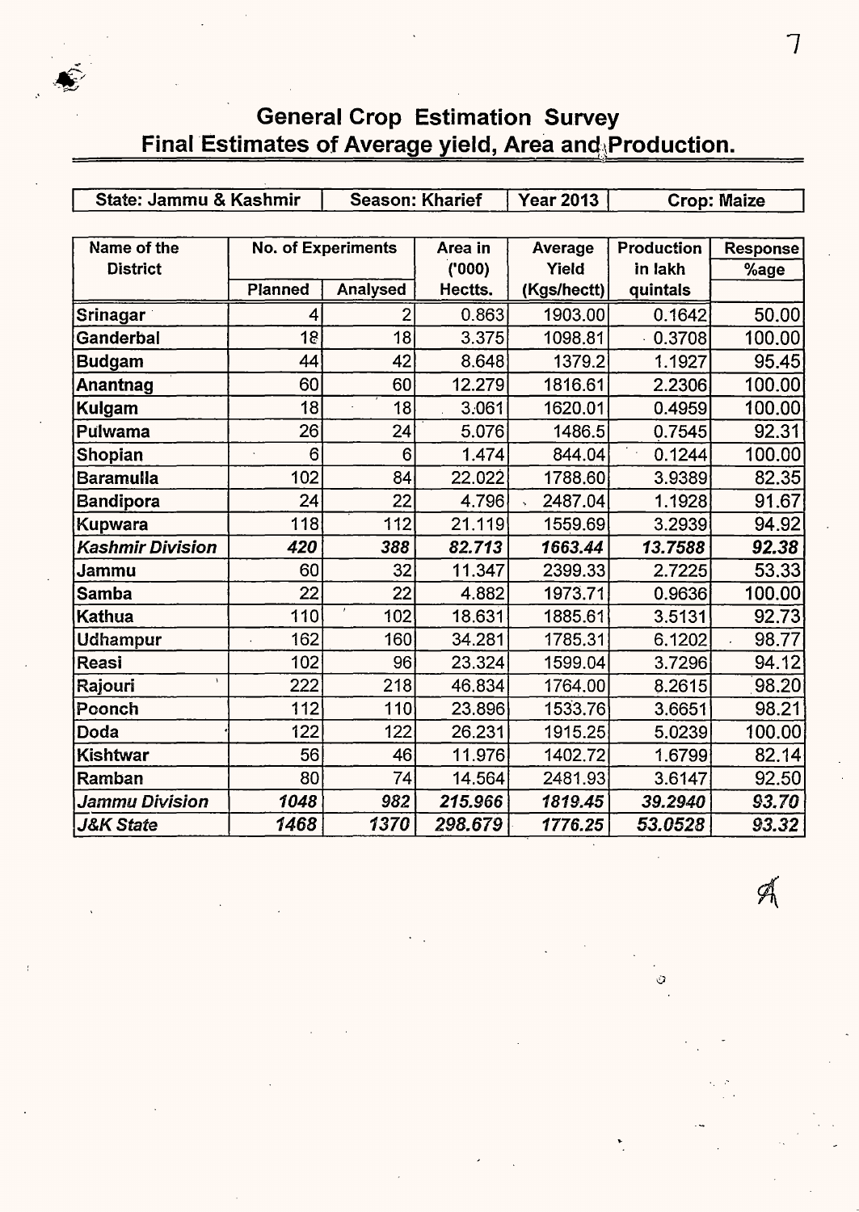## General Crop Estimation Survey
## Final Estimates of Average yield, Area and Production.

| State: Jammu & Kashmir | Season: Kharief | Year 2013 | Crop: Maize |
|---|---|---|---|

| Name of the District | No. of Experiments | | Area in ('000) Hectts. | Average Yield (Kgs/hectt) | Production in lakh quintals | Response %age |
|---|---|---|---|---|---|---|
| | Planned | Analysed | | | | |
| Srinagar | 4 | 2 | 0.863 | 1903.00 | 0.1642 | 50.00 |
| Ganderbal | 18 | 18 | 3.375 | 1098.81 | 0.3708 | 100.00 |
| Budgam | 44 | 42 | 8.648 | 1379.2 | 1.1927 | 95.45 |
| Anantnag | 60 | 60 | 12.279 | 1816.61 | 2.2306 | 100.00 |
| Kulgam | 18 | 18 | 3.061 | 1620.01 | 0.4959 | 100.00 |
| Pulwama | 26 | 24 | 5.076 | 1486.5 | 0.7545 | 92.31 |
| Shopian | 6 | 6 | 1.474 | 844.04 | 0.1244 | 100.00 |
| Baramulla | 102 | 84 | 22.022 | 1788.60 | 3.9389 | 82.35 |
| Bandipora | 24 | 22 | 4.796 | 2487.04 | 1.1928 | 91.67 |
| Kupwara | 118 | 112 | 21.119 | 1559.69 | 3.2939 | 94.92 |
| ***Kashmir Division*** | ***420*** | ***388*** | ***82.713*** | ***1663.44*** | ***13.7588*** | ***92.38*** |
| Jammu | 60 | 32 | 11.347 | 2399.33 | 2.7225 | 53.33 |
| Samba | 22 | 22 | 4.882 | 1973.71 | 0.9636 | 100.00 |
| Kathua | 110 | 102 | 18.631 | 1885.61 | 3.5131 | 92.73 |
| Udhampur | 162 | 160 | 34.281 | 1785.31 | 6.1202 | 98.77 |
| Reasi | 102 | 96 | 23.324 | 1599.04 | 3.7296 | 94.12 |
| Rajouri | 222 | 218 | 46.834 | 1764.00 | 8.2615 | 98.20 |
| Poonch | 112 | 110 | 23.896 | 1533.76 | 3.6651 | 98.21 |
| Doda | 122 | 122 | 26.231 | 1915.25 | 5.0239 | 100.00 |
| Kishtwar | 56 | 46 | 11.976 | 1402.72 | 1.6799 | 82.14 |
| Ramban | 80 | 74 | 14.564 | 2481.93 | 3.6147 | 92.50 |
| ***Jammu Division*** | ***1048*** | ***982*** | ***215.966*** | ***1819.45*** | ***39.2940*** | ***93.70*** |
| ***J&K State*** | ***1468*** | ***1370*** | ***298.679*** | ***1776.25*** | ***53.0528*** | ***93.32*** |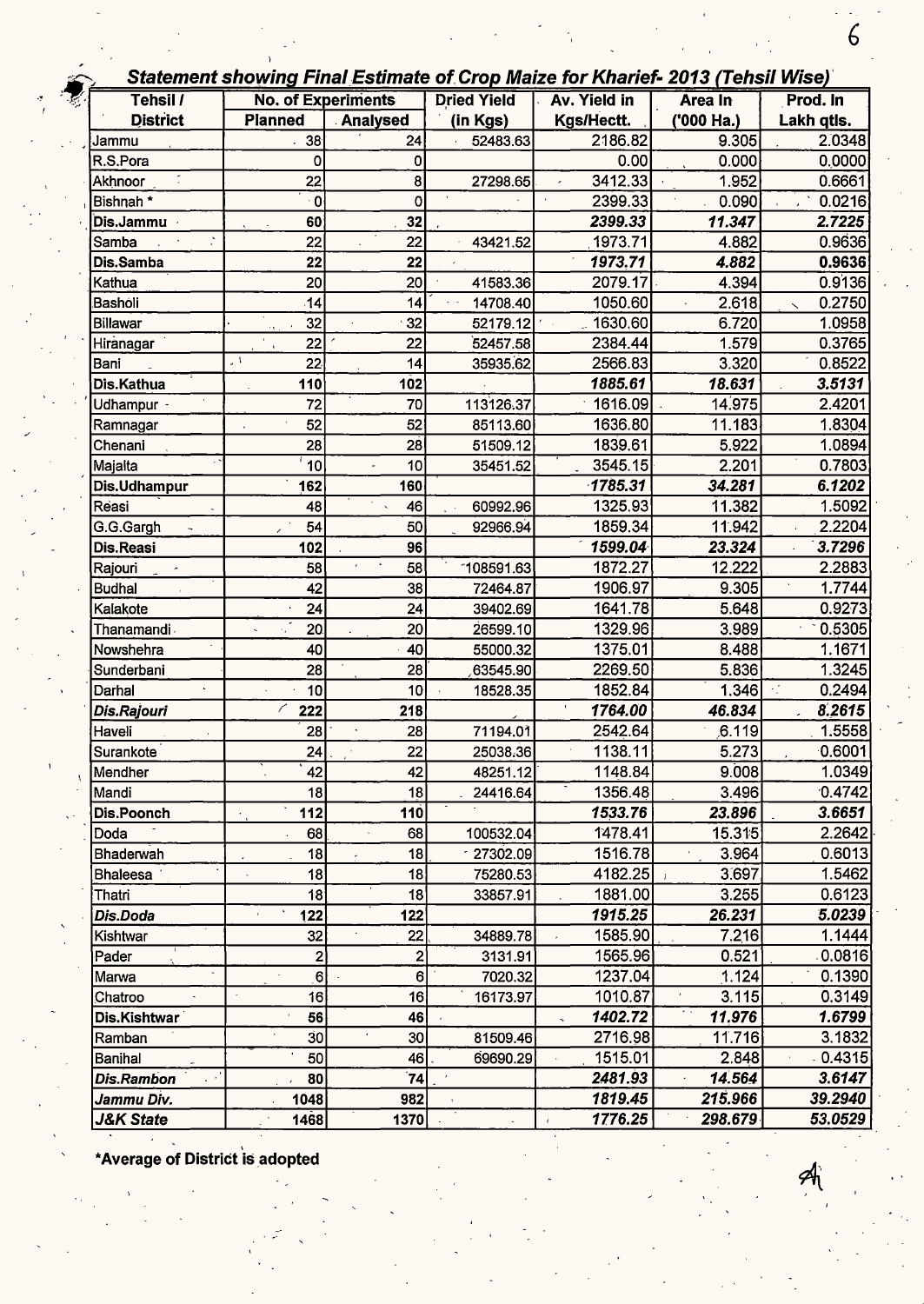## *Statement showing Final Estimate of Crop Maize for Kharief- 2013 (Tehsil Wise)*

| Tehsil / District | No. of Experiments | | Dried Yield (in Kgs) | Av. Yield in Kgs/Hectt. | Area In ('000 Ha.) | Prod. In Lakh qtls. |
|---|---|---|---|---|---|---|
| | Planned | Analysed | | | | |
| Jammu | 38 | 24 | 52483.63 | 2186.82 | 9.305 | 2.0348 |
| R.S.Pora | 0 | 0 | | 0.00 | 0.000 | 0.0000 |
| Akhnoor | 22 | 8 | 27298.65 | 3412.33 | 1.952 | 0.6661 |
| Bishnah * | 0 | 0 | | 2399.33 | 0.090 | 0.0216 |
| **Dis.Jammu** | **60** | **32** | | ***2399.33*** | ***11.347*** | ***2.7225*** |
| Samba | 22 | 22 | 43421.52 | 1973.71 | 4.882 | 0.9636 |
| **Dis.Samba** | **22** | **22** | | ***1973.71*** | ***4.882*** | **0.9636** |
| Kathua | 20 | 20 | 41583.36 | 2079.17 | 4.394 | 0.9136 |
| Basholi | 14 | 14 | 14708.40 | 1050.60 | 2.618 | 0.2750 |
| Billawar | 32 | 32 | 52179.12 | 1630.60 | 6.720 | 1.0958 |
| Hiranagar | 22 | 22 | 52457.58 | 2384.44 | 1.579 | 0.3765 |
| Bani | 22 | 14 | 35935.62 | 2566.83 | 3.320 | 0.8522 |
| **Dis.Kathua** | **110** | **102** | | ***1885.61*** | ***18.631*** | ***3.5131*** |
| Udhampur | 72 | 70 | 113126.37 | 1616.09 | 14.975 | 2.4201 |
| Ramnagar | 52 | 52 | 85113.60 | 1636.80 | 11.183 | 1.8304 |
| Chenani | 28 | 28 | 51509.12 | 1839.61 | 5.922 | 1.0894 |
| Majalta | 10 | 10 | 35451.52 | 3545.15 | 2.201 | 0.7803 |
| **Dis.Udhampur** | **162** | **160** | | ***1785.31*** | ***34.281*** | ***6.1202*** |
| Reasi | 48 | 46 | 60992.96 | 1325.93 | 11.382 | 1.5092 |
| G.G.Gargh | 54 | 50 | 92966.94 | 1859.34 | 11.942 | 2.2204 |
| **Dis.Reasi** | **102** | **96** | | ***1599.04*** | ***23.324*** | ***3.7296*** |
| Rajouri | 58 | 58 | 108591.63 | 1872.27 | 12.222 | 2.2883 |
| Budhal | 42 | 38 | 72464.87 | 1906.97 | 9.305 | 1.7744 |
| Kalakote | 24 | 24 | 39402.69 | 1641.78 | 5.648 | 0.9273 |
| Thanamandi | 20 | 20 | 26599.10 | 1329.96 | 3.989 | 0.5305 |
| Nowshehra | 40 | 40 | 55000.32 | 1375.01 | 8.488 | 1.1671 |
| Sunderbani | 28 | 28 | 63545.90 | 2269.50 | 5.836 | 1.3245 |
| Darhal | 10 | 10 | 18528.35 | 1852.84 | 1.346 | 0.2494 |
| ***Dis.Rajouri*** | **222** | **218** | | ***1764.00*** | ***46.834*** | ***8.2615*** |
| Haveli | 28 | 28 | 71194.01 | 2542.64 | 6.119 | 1.5558 |
| Surankote | 24 | 22 | 25038.36 | 1138.11 | 5.273 | 0.6001 |
| Mendher | 42 | 42 | 48251.12 | 1148.84 | 9.008 | 1.0349 |
| Mandi | 18 | 18 | 24416.64 | 1356.48 | 3.496 | 0.4742 |
| **Dis.Poonch** | **112** | **110** | | ***1533.76*** | ***23.896*** | ***3.6651*** |
| Doda | 68 | 68 | 100532.04 | 1478.41 | 15.315 | 2.2642 |
| Bhaderwah | 18 | 18 | 27302.09 | 1516.78 | 3.964 | 0.6013 |
| Bhaleesa | 18 | 18 | 75280.53 | 4182.25 | 3.697 | 1.5462 |
| Thatri | 18 | 18 | 33857.91 | 1881.00 | 3.255 | 0.6123 |
| ***Dis.Doda*** | **122** | **122** | | ***1915.25*** | ***26.231*** | ***5.0239*** |
| Kishtwar | 32 | 22 | 34889.78 | 1585.90 | 7.216 | 1.1444 |
| Pader | 2 | 2 | 3131.91 | 1565.96 | 0.521 | 0.0816 |
| Marwa | 6 | 6 | 7020.32 | 1237.04 | 1.124 | 0.1390 |
| Chatroo | 16 | 16 | 16173.97 | 1010.87 | 3.115 | 0.3149 |
| **Dis.Kishtwar** | **56** | **46** | | ***1402.72*** | ***11.976*** | ***1.6799*** |
| Ramban | 30 | 30 | 81509.46 | 2716.98 | 11.716 | 3.1832 |
| Banihal | 50 | 46 | 69690.29 | 1515.01 | 2.848 | 0.4315 |
| ***Dis.Rambon*** | **80** | **74** | | ***2481.93*** | ***14.564*** | ***3.6147*** |
| ***Jammu Div.*** | **1048** | **982** | | ***1819.45*** | ***215.966*** | ***39.2940*** |
| ***J&K State*** | **1468** | **1370** | | ***1776.25*** | ***298.679*** | ***53.0529*** |

**\*Average of District is adopted**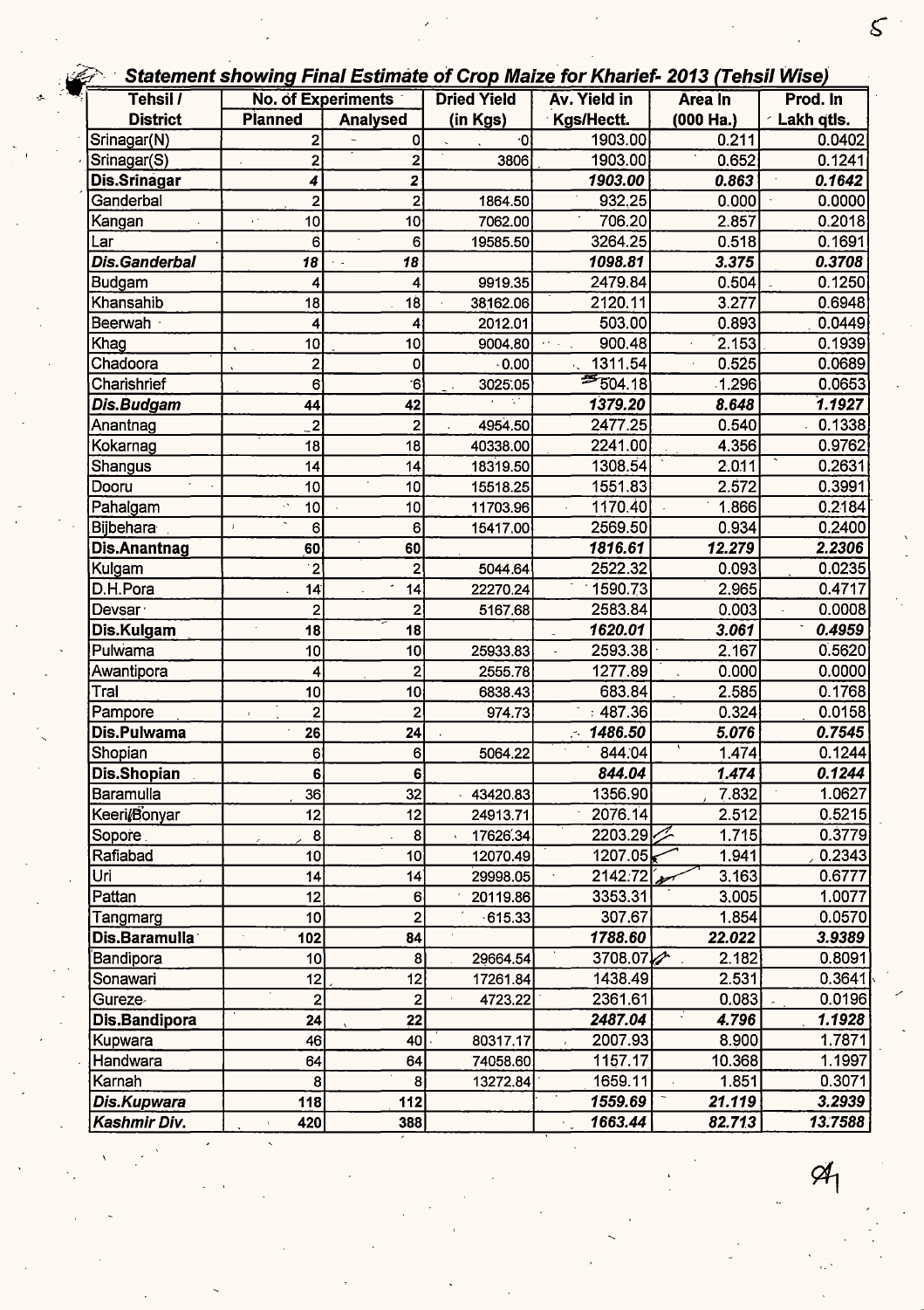## *Statement showing Final Estimate of Crop Maize for Kharief- 2013 (Tehsil Wise)*

| Tehsil / District | No. of Experiments | | Dried Yield (in Kgs) | Av. Yield in Kgs/Hectt. | Area In (000 Ha.) | Prod. In Lakh qtls. |
|---|---|---|---|---|---|---|
| | Planned | Analysed | | | | |
| Srinagar(N) | 2 | 0 | 0 | 1903.00 | 0.211 | 0.0402 |
| Srinagar(S) | 2 | 2 | 3806 | 1903.00 | 0.652 | 0.1241 |
| **Dis.Srinagar** | **4** | **2** | | ***1903.00*** | ***0.863*** | ***0.1642*** |
| Ganderbal | 2 | 2 | 1864.50 | 932.25 | 0.000 | 0.0000 |
| Kangan | 10 | 10 | 7062.00 | 706.20 | 2.857 | 0.2018 |
| Lar | 6 | 6 | 19585.50 | 3264.25 | 0.518 | 0.1691 |
| ***Dis.Ganderbal*** | ***18*** | ***18*** | | ***1098.81*** | ***3.375*** | ***0.3708*** |
| Budgam | 4 | 4 | 9919.35 | 2479.84 | 0.504 | 0.1250 |
| Khansahib | 18 | 18 | 38162.06 | 2120.11 | 3.277 | 0.6948 |
| Beerwah | 4 | 4 | 2012.01 | 503.00 | 0.893 | 0.0449 |
| Khag | 10 | 10 | 9004.80 | 900.48 | 2.153 | 0.1939 |
| Chadoora | 2 | 0 | 0.00 | 1311.54 | 0.525 | 0.0689 |
| Charishrief | 6 | 6 | 3025.05 | 504.18 | 1.296 | 0.0653 |
| ***Dis.Budgam*** | **44** | **42** | | ***1379.20*** | ***8.648*** | ***1.1927*** |
| Anantnag | 2 | 2 | 4954.50 | 2477.25 | 0.540 | 0.1338 |
| Kokarnag | 18 | 18 | 40338.00 | 2241.00 | 4.356 | 0.9762 |
| Shangus | 14 | 14 | 18319.50 | 1308.54 | 2.011 | 0.2631 |
| Dooru | 10 | 10 | 15518.25 | 1551.83 | 2.572 | 0.3991 |
| Pahalgam | 10 | 10 | 11703.96 | 1170.40 | 1.866 | 0.2184 |
| Bijbehara | 6 | 6 | 15417.00 | 2569.50 | 0.934 | 0.2400 |
| **Dis.Anantnag** | **60** | **60** | | ***1816.61*** | ***12.279*** | ***2.2306*** |
| Kulgam | 2 | 2 | 5044.64 | 2522.32 | 0.093 | 0.0235 |
| D.H.Pora | 14 | 14 | 22270.24 | 1590.73 | 2.965 | 0.4717 |
| Devsar | 2 | 2 | 5167.68 | 2583.84 | 0.003 | 0.0008 |
| **Dis.Kulgam** | **18** | **18** | | ***1620.01*** | ***3.061*** | ***0.4959*** |
| Pulwama | 10 | 10 | 25933.83 | 2593.38 | 2.167 | 0.5620 |
| Awantipora | 4 | 2 | 2555.78 | 1277.89 | 0.000 | 0.0000 |
| Tral | 10 | 10 | 6838.43 | 683.84 | 2.585 | 0.1768 |
| Pampore | 2 | 2 | 974.73 | 487.36 | 0.324 | 0.0158 |
| **Dis.Pulwama** | **26** | **24** | | ***1486.50*** | ***5.076*** | ***0.7545*** |
| Shopian | 6 | 6 | 5064.22 | 844.04 | 1.474 | 0.1244 |
| **Dis.Shopian** | **6** | **6** | | ***844.04*** | ***1.474*** | ***0.1244*** |
| Baramulla | 36 | 32 | 43420.83 | 1356.90 | 7.832 | 1.0627 |
| Keeri/Bonyar | 12 | 12 | 24913.71 | 2076.14 | 2.512 | 0.5215 |
| Sopore | 8 | 8 | 17626.34 | 2203.29 | 1.715 | 0.3779 |
| Rafiabad | 10 | 10 | 12070.49 | 1207.05 | 1.941 | 0.2343 |
| Uri | 14 | 14 | 29998.05 | 2142.72 | 3.163 | 0.6777 |
| Pattan | 12 | 6 | 20119.86 | 3353.31 | 3.005 | 1.0077 |
| Tangmarg | 10 | 2 | 615.33 | 307.67 | 1.854 | 0.0570 |
| **Dis.Baramulla** | **102** | **84** | | ***1788.60*** | ***22.022*** | ***3.9389*** |
| Bandipora | 10 | 8 | 29664.54 | 3708.07 | 2.182 | 0.8091 |
| Sonawari | 12 | 12 | 17261.84 | 1438.49 | 2.531 | 0.3641 |
| Gureze | 2 | 2 | 4723.22 | 2361.61 | 0.083 | 0.0196 |
| **Dis.Bandipora** | **24** | **22** | | ***2487.04*** | ***4.796*** | ***1.1928*** |
| Kupwara | 46 | 40 | 80317.17 | 2007.93 | 8.900 | 1.7871 |
| Handwara | 64 | 64 | 74058.60 | 1157.17 | 10.368 | 1.1997 |
| Karnah | 8 | 8 | 13272.84 | 1659.11 | 1.851 | 0.3071 |
| ***Dis.Kupwara*** | ***118*** | ***112*** | | ***1559.69*** | ***21.119*** | ***3.2939*** |
| ***Kashmir Div.*** | ***420*** | ***388*** | | ***1663.44*** | ***82.713*** | ***13.7588*** |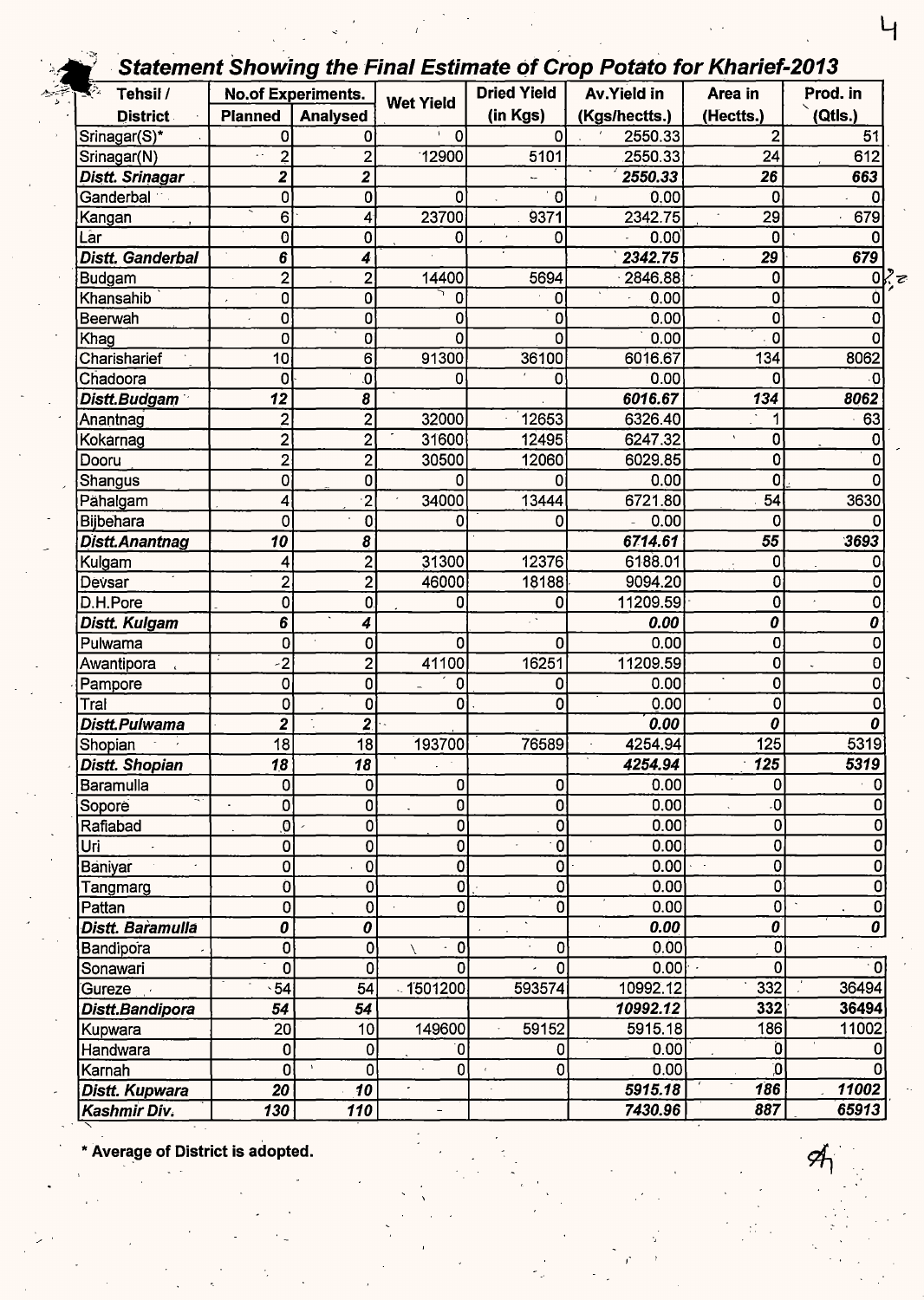## Statement Showing the Final Estimate of Crop Potato for Kharief-2013

| Tehsil / District | No.of Experiments. | | Wet Yield | Dried Yield (in Kgs) | Av.Yield in (Kgs/hectts.) | Area in (Hectts.) | Prod. in (Qtls.) |
|---|---|---|---|---|---|---|---|
| | Planned | Analysed | | | | | |
| Srinagar(S)* | 0 | 0 | 0 | 0 | 2550.33 | 2 | 51 |
| Srinagar(N) | 2 | 2 | 12900 | 5101 | 2550.33 | 24 | 612 |
| ***Distt. Srinagar*** | ***2*** | ***2*** | | – | ***2550.33*** | ***26*** | ***663*** |
| Ganderbal | 0 | 0 | 0 | 0 | 0.00 | 0 | 0 |
| Kangan | 6 | 4 | 23700 | 9371 | 2342.75 | 29 | 679 |
| Lar | 0 | 0 | 0 | 0 | 0.00 | 0 | 0 |
| ***Distt. Ganderbal*** | ***6*** | ***4*** | | | ***2342.75*** | ***29*** | ***679*** |
| Budgam | 2 | 2 | 14400 | 5694 | 2846.88 | 0 | 0 |
| Khansahib | 0 | 0 | 0 | 0 | 0.00 | 0 | 0 |
| Beerwah | 0 | 0 | 0 | 0 | 0.00 | 0 | 0 |
| Khag | 0 | 0 | 0 | 0 | 0.00 | 0 | 0 |
| Charisharief | 10 | 6 | 91300 | 36100 | 6016.67 | 134 | 8062 |
| Chadoora | 0 | 0 | 0 | 0 | 0.00 | 0 | 0 |
| ***Distt.Budgam*** | ***12*** | ***8*** | | | ***6016.67*** | ***134*** | ***8062*** |
| Anantnag | 2 | 2 | 32000 | 12653 | 6326.40 | 1 | 63 |
| Kokarnag | 2 | 2 | 31600 | 12495 | 6247.32 | 0 | 0 |
| Dooru | 2 | 2 | 30500 | 12060 | 6029.85 | 0 | 0 |
| Shangus | 0 | 0 | 0 | 0 | 0.00 | 0 | 0 |
| Pahalgam | 4 | 2 | 34000 | 13444 | 6721.80 | 54 | 3630 |
| Bijbehara | 0 | 0 | 0 | 0 | 0.00 | 0 | 0 |
| ***Distt.Anantnag*** | ***10*** | ***8*** | | | ***6714.61*** | ***55*** | ***3693*** |
| Kulgam | 4 | 2 | 31300 | 12376 | 6188.01 | 0 | 0 |
| Devsar | 2 | 2 | 46000 | 18188 | 9094.20 | 0 | 0 |
| D.H.Pore | 0 | 0 | 0 | 0 | 11209.59 | 0 | 0 |
| ***Distt. Kulgam*** | ***6*** | ***4*** | | | ***0.00*** | ***0*** | ***0*** |
| Pulwama | 0 | 0 | 0 | 0 | 0.00 | 0 | 0 |
| Awantipora | 2 | 2 | 41100 | 16251 | 11209.59 | 0 | 0 |
| Pampore | 0 | 0 | 0 | 0 | 0.00 | 0 | 0 |
| Tral | 0 | 0 | 0 | 0 | 0.00 | 0 | 0 |
| ***Distt.Pulwama*** | ***2*** | ***2*** | | | ***0.00*** | ***0*** | ***0*** |
| Shopian | 18 | 18 | 193700 | 76589 | 4254.94 | 125 | 5319 |
| ***Distt. Shopian*** | ***18*** | ***18*** | | | ***4254.94*** | ***125*** | ***5319*** |
| Baramulla | 0 | 0 | 0 | 0 | 0.00 | 0 | 0 |
| Sopore | 0 | 0 | 0 | 0 | 0.00 | 0 | 0 |
| Rafiabad | 0 | 0 | 0 | 0 | 0.00 | 0 | 0 |
| Uri | 0 | 0 | 0 | 0 | 0.00 | 0 | 0 |
| Baniyar | 0 | 0 | 0 | 0 | 0.00 | 0 | 0 |
| Tangmarg | 0 | 0 | 0 | 0 | 0.00 | 0 | 0 |
| Pattan | 0 | 0 | 0 | 0 | 0.00 | 0 | 0 |
| ***Distt. Baramulla*** | ***0*** | ***0*** | | | ***0.00*** | ***0*** | ***0*** |
| Bandipora | 0 | 0 | 0 | 0 | 0.00 | 0 | |
| Sonawari | 0 | 0 | 0 | 0 | 0.00 | 0 | 0 |
| Gureze | 54 | 54 | 1501200 | 593574 | 10992.12 | 332 | 36494 |
| ***Distt.Bandipora*** | ***54*** | ***54*** | | | ***10992.12*** | ***332*** | ***36494*** |
| Kupwara | 20 | 10 | 149600 | 59152 | 5915.18 | 186 | 11002 |
| Handwara | 0 | 0 | 0 | 0 | 0.00 | 0 | 0 |
| Karnah | 0 | 0 | 0 | 0 | 0.00 | 0 | 0 |
| ***Distt. Kupwara*** | ***20*** | ***10*** | | | ***5915.18*** | ***186*** | ***11002*** |
| ***Kashmir Div.*** | ***130*** | ***110*** | – | | ***7430.96*** | ***887*** | ***65913*** |

**\* Average of District is adopted.**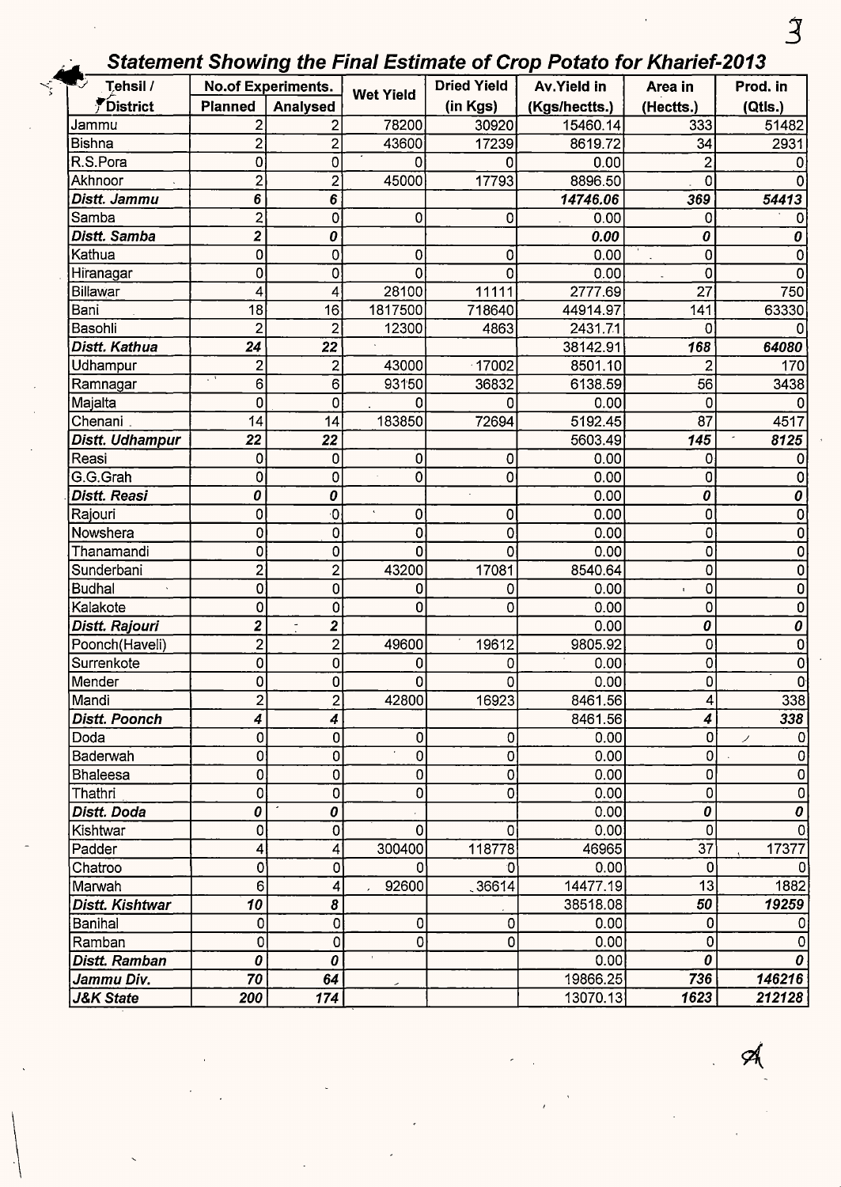## *Statement Showing the Final Estimate of Crop Potato for Kharief-2013*

| Tehsil / District | No.of Experiments. | | Wet Yield | Dried Yield (in Kgs) | Av.Yield in (Kgs/hectts.) | Area in (Hectts.) | Prod. in (Qtls.) |
|---|---|---|---|---|---|---|---|
| | Planned | Analysed | | | | | |
| Jammu | 2 | 2 | 78200 | 30920 | 15460.14 | 333 | 51482 |
| Bishna | 2 | 2 | 43600 | 17239 | 8619.72 | 34 | 2931 |
| R.S.Pora | 0 | 0 | 0 | 0 | 0.00 | 2 | 0 |
| Akhnoor | 2 | 2 | 45000 | 17793 | 8896.50 | 0 | 0 |
| ***Distt. Jammu*** | ***6*** | ***6*** | | | ***14746.06*** | ***369*** | ***54413*** |
| Samba | 2 | 0 | 0 | 0 | 0.00 | 0 | 0 |
| ***Distt. Samba*** | ***2*** | ***0*** | | | ***0.00*** | ***0*** | ***0*** |
| Kathua | 0 | 0 | 0 | 0 | 0.00 | 0 | 0 |
| Hiranagar | 0 | 0 | 0 | 0 | 0.00 | 0 | 0 |
| Billawar | 4 | 4 | 28100 | 11111 | 2777.69 | 27 | 750 |
| Bani | 18 | 16 | 1817500 | 718640 | 44914.97 | 141 | 63330 |
| Basohli | 2 | 2 | 12300 | 4863 | 2431.71 | 0 | 0 |
| ***Distt. Kathua*** | ***24*** | ***22*** | | | 38142.91 | ***168*** | ***64080*** |
| Udhampur | 2 | 2 | 43000 | 17002 | 8501.10 | 2 | 170 |
| Ramnagar | 6 | 6 | 93150 | 36832 | 6138.59 | 56 | 3438 |
| Majalta | 0 | 0 | 0 | 0 | 0.00 | 0 | 0 |
| Chenani | 14 | 14 | 183850 | 72694 | 5192.45 | 87 | 4517 |
| ***Distt. Udhampur*** | ***22*** | ***22*** | | | 5603.49 | ***145*** | ***8125*** |
| Reasi | 0 | 0 | 0 | 0 | 0.00 | 0 | 0 |
| G.G.Grah | 0 | 0 | 0 | 0 | 0.00 | 0 | 0 |
| ***Distt. Reasi*** | ***0*** | ***0*** | | | 0.00 | ***0*** | ***0*** |
| Rajouri | 0 | 0 | 0 | 0 | 0.00 | 0 | 0 |
| Nowshera | 0 | 0 | 0 | 0 | 0.00 | 0 | 0 |
| Thanamandi | 0 | 0 | 0 | 0 | 0.00 | 0 | 0 |
| Sunderbani | 2 | 2 | 43200 | 17081 | 8540.64 | 0 | 0 |
| Budhal | 0 | 0 | 0 | 0 | 0.00 | 0 | 0 |
| Kalakote | 0 | 0 | 0 | 0 | 0.00 | 0 | 0 |
| ***Distt. Rajouri*** | ***2*** | ***2*** | | | 0.00 | ***0*** | ***0*** |
| Poonch(Haveli) | 2 | 2 | 49600 | 19612 | 9805.92 | 0 | 0 |
| Surrenkote | 0 | 0 | 0 | 0 | 0.00 | 0 | 0 |
| Mender | 0 | 0 | 0 | 0 | 0.00 | 0 | 0 |
| Mandi | 2 | 2 | 42800 | 16923 | 8461.56 | 4 | 338 |
| ***Distt. Poonch*** | ***4*** | ***4*** | | | 8461.56 | ***4*** | ***338*** |
| Doda | 0 | 0 | 0 | 0 | 0.00 | 0 | 0 |
| Baderwah | 0 | 0 | 0 | 0 | 0.00 | 0 | 0 |
| Bhaleesa | 0 | 0 | 0 | 0 | 0.00 | 0 | 0 |
| Thathri | 0 | 0 | 0 | 0 | 0.00 | 0 | 0 |
| ***Distt. Doda*** | ***0*** | ***0*** | | | 0.00 | ***0*** | ***0*** |
| Kishtwar | 0 | 0 | 0 | 0 | 0.00 | 0 | 0 |
| Padder | 4 | 4 | 300400 | 118778 | 46965 | 37 | 17377 |
| Chatroo | 0 | 0 | 0 | 0 | 0.00 | 0 | 0 |
| Marwah | 6 | 4 | 92600 | 36614 | 14477.19 | 13 | 1882 |
| ***Distt. Kishtwar*** | ***10*** | ***8*** | | | 38518.08 | ***50*** | ***19259*** |
| Banihal | 0 | 0 | 0 | 0 | 0.00 | 0 | 0 |
| Ramban | 0 | 0 | 0 | 0 | 0.00 | 0 | 0 |
| ***Distt. Ramban*** | ***0*** | ***0*** | | | 0.00 | ***0*** | ***0*** |
| ***Jammu Div.*** | ***70*** | ***64*** | | | 19866.25 | ***736*** | ***146216*** |
| ***J&K State*** | ***200*** | ***174*** | | | 13070.13 | ***1623*** | ***212128*** |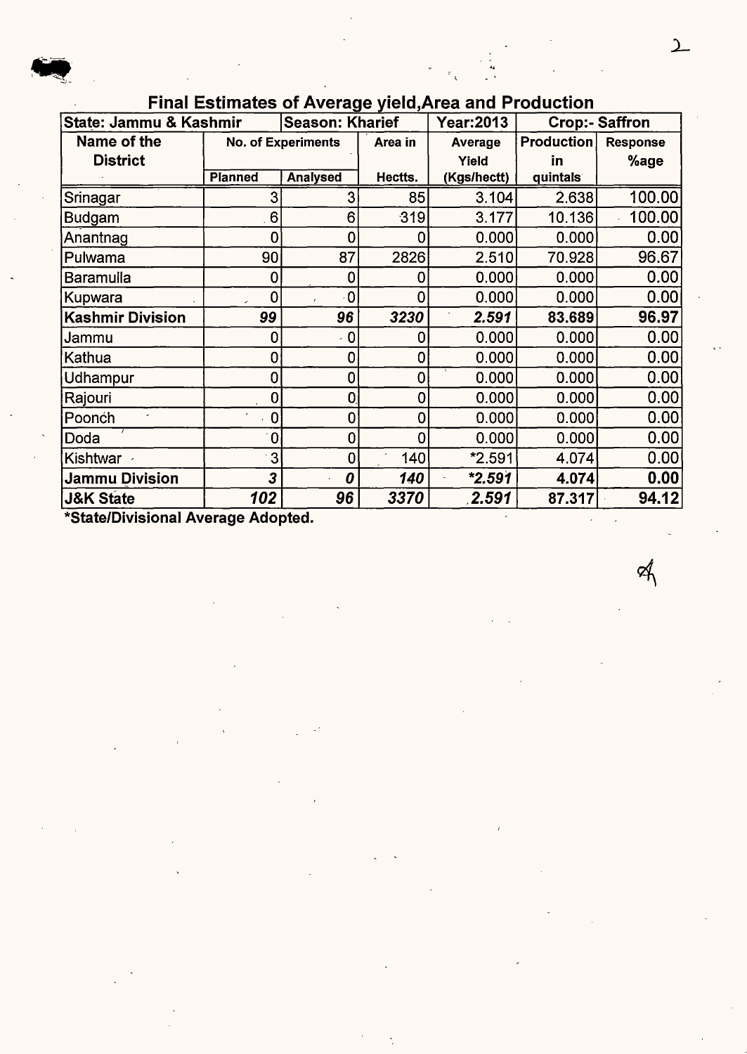# Final Estimates of Average yield,Area and Production

| State: Jammu & Kashmir | Season: Kharief | | | Year:2013 | Crop:- Saffron | |
|---|---|---|---|---|---|---|
| Name of the District | No. of Experiments | | Area in | Average Yield | Production in | Response %age |
| | Planned | Analysed | Hectts. | (Kgs/hectt) | quintals | |
| Srinagar | 3 | 3 | 85 | 3.104 | 2.638 | 100.00 |
| Budgam | 6 | 6 | 319 | 3.177 | 10.136 | 100.00 |
| Anantnag | 0 | 0 | 0 | 0.000 | 0.000 | 0.00 |
| Pulwama | 90 | 87 | 2826 | 2.510 | 70.928 | 96.67 |
| Baramulla | 0 | 0 | 0 | 0.000 | 0.000 | 0.00 |
| Kupwara | 0 | 0 | 0 | 0.000 | 0.000 | 0.00 |
| **Kashmir Division** | ***99*** | ***96*** | ***3230*** | ***2.591*** | **83.689** | **96.97** |
| Jammu | 0 | 0 | 0 | 0.000 | 0.000 | 0.00 |
| Kathua | 0 | 0 | 0 | 0.000 | 0.000 | 0.00 |
| Udhampur | 0 | 0 | 0 | 0.000 | 0.000 | 0.00 |
| Rajouri | 0 | 0 | 0 | 0.000 | 0.000 | 0.00 |
| Poonch | 0 | 0 | 0 | 0.000 | 0.000 | 0.00 |
| Doda | 0 | 0 | 0 | 0.000 | 0.000 | 0.00 |
| Kishtwar | 3 | 0 | 140 | *2.591 | 4.074 | 0.00 |
| **Jammu Division** | ***3*** | ***0*** | ***140*** | ***\*2.591*** | **4.074** | **0.00** |
| **J&K State** | ***102*** | ***96*** | ***3370*** | ***2.591*** | **87.317** | **94.12** |

**\*State/Divisional Average Adopted.**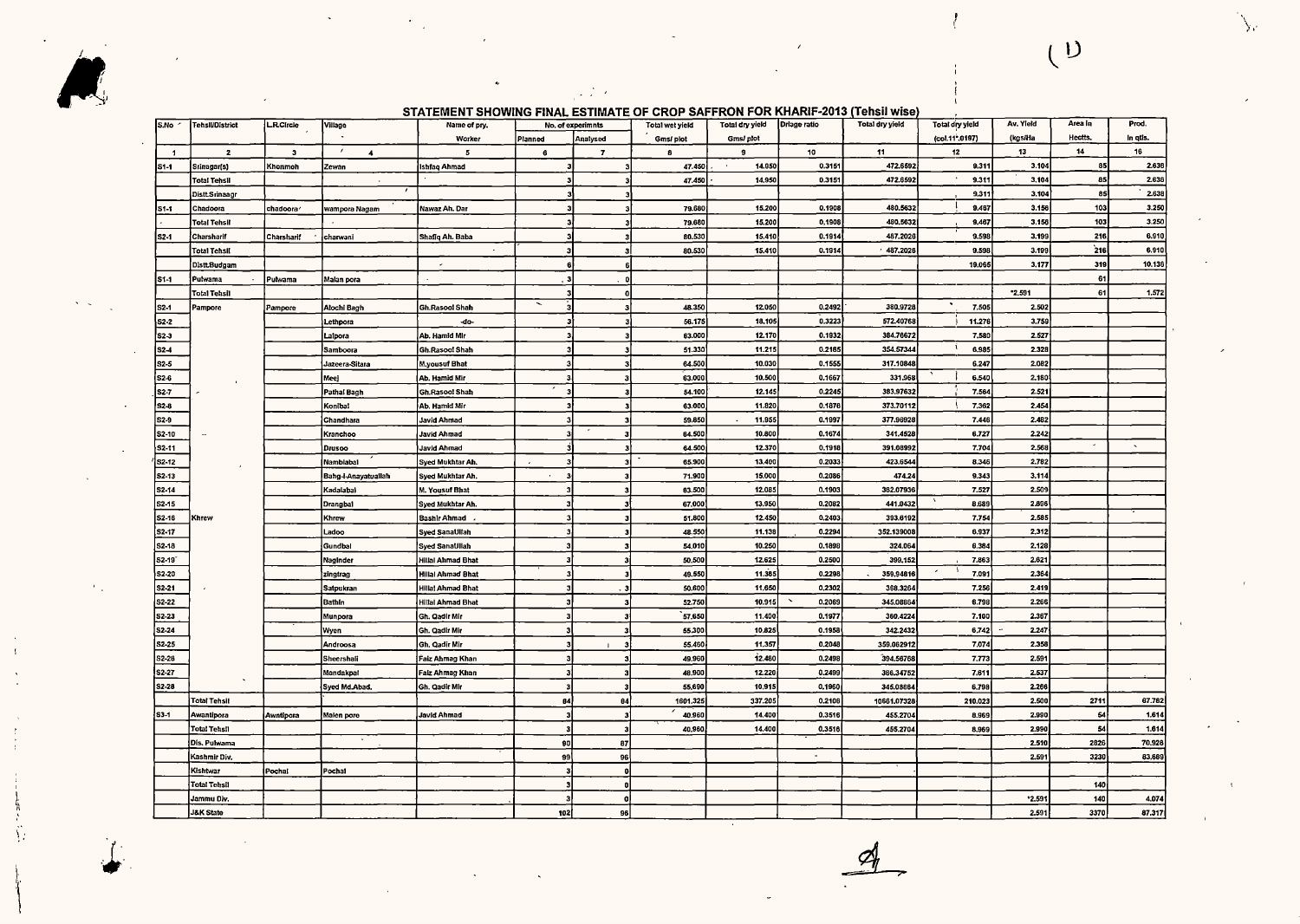## STATEMENT SHOWING FINAL ESTIMATE OF CROP SAFFRON FOR KHARIF-2013 (Tehsil wise)

| S.No | Tehsil/District | L.R.Circle | Village | Name of pry. Worker | No. of experimnts Planned | No. of experimnts Analysed | Total wet yield Gms/ plot | Total dry yield Gms/ plot | Driage ratio | Total dry yield | Total dry yield (col.11*.0197) | Av. Yield (kgs/Ha | Area in Hectts. | Prod. in qtls. |
|---|---|---|---|---|---|---|---|---|---|---|---|---|---|---|
| 1 | 2 | 3 | 4 | 5 | 6 | 7 | 8 | 9 | 10 | 11 | 12 | 13 | 14 | 15 |
| S1-1 | Srinagar(s) | Khonmoh | Zewan | Ishfaq Ahmad | 3 | 3 | 47.450 | 14.950 | 0.3151 | 472.6592 | 9.311 | 3.104 | 85 | 2.638 |
| | Total Tehsil | | | | 3 | 3 | 47.450 | 14.950 | 0.3151 | 472.6592 | 9.311 | 3.104 | 85 | 2.638 |
| | Distt.Srinaagr | | | | 3 | 3 | | | | | 9.311 | 3.104 | 85 | 2.638 |
| S1-1 | Chadoora | chadoora | wampora Nagam | Nawaz Ah. Dar | 3 | 3 | 79.680 | 15.200 | 0.1908 | 480.5632 | 9.467 | 3.156 | 103 | 3.250 |
| | Total Tehsil | | | | 3 | 3 | 79.680 | 15.200 | 0.1908 | 480.5632 | 9.467 | 3.156 | 103 | 3.250 |
| S2-1 | Charsharif | Charsharif | charwani | Shafiq Ah. Baba | 3 | 3 | 80.530 | 15.410 | 0.1914 | 487.2026 | 9.598 | 3.199 | 216 | 6.910 |
| | Total Tehsil | | | | 3 | 3 | 80.530 | 15.410 | 0.1914 | 487.2026 | 9.598 | 3.199 | 216 | 6.910 |
| | Distt.Budgam | | | | 6 | 6 | | | | | 19.065 | 3.177 | 319 | 10.136 |
| S1-1 | Pulwama | Pulwama | Malan pora | | 3 | 0 | | | | | | | 61 | |
| | Total Tehsil | | | | 3 | 0 | | | | | | *2.591 | 61 | 1.572 |
| S2-1 | Pampore | Pampore | Atochi Bagh | Gh.Rasool Shah | 3 | 3 | 48.350 | 12.050 | 0.2492 | 380.9728 | 7.505 | 2.502 | | |
| S2-2 | | | Lethpora | -do- | 3 | 3 | 56.175 | 18.105 | 0.3223 | 572.40768 | 11.276 | 3.759 | | |
| S2-3 | | | Lalpora | Ab. Hamid Mir | 3 | 3 | 63.000 | 12.170 | 0.1932 | 384.76672 | 7.580 | 2.527 | | |
| S2-4 | | | Samboora | Gh.Rasool Shah | 3 | 3 | 51.330 | 11.215 | 0.2185 | 354.57344 | 6.985 | 2.328 | | |
| S2-5 | | | Jazeera-Sitara | M.yousuf Bhat | 3 | 3 | 64.500 | 10.030 | 0.1555 | 317.10848 | 6.247 | 2.082 | | |
| S2-6 | | | Meej | Ab. Hamid Mir | 3 | 3 | 63.000 | 10.500 | 0.1667 | 331.968 | 6.540 | 2.180 | | |
| S2-7 | | | Pathal Bagh | Gh.Rasool Shah | 3 | 3 | 54.100 | 12.145 | 0.2245 | 383.97632 | 7.564 | 2.521 | | |
| S2-8 | | | Konibal | Ab. Hamid Mir | 3 | 3 | 63.000 | 11.820 | 0.1876 | 373.70112 | 7.362 | 2.454 | | |
| S2-9 | | | Chandhara | Javid Ahmad | 3 | 3 | 59.850 | 11.955 | 0.1997 | 377.96928 | 7.446 | 2.482 | | |
| S2-10 | | | Kranchoo | Javid Ahmad | 3 | 3 | 64.500 | 10.800 | 0.1674 | 341.4528 | 6.727 | 2.242 | | |
| S2-11 | | | Drusoo | Javid Ahmad | 3 | 3 | 64.500 | 12.370 | 0.1918 | 391.08992 | 7.704 | 2.568 | | |
| S2-12 | | | Nambiabal | Syed Mukhtar Ah. | 3 | 3 | 65.900 | 13.400 | 0.2033 | 423.6544 | 8.346 | 2.782 | | |
| S2-13 | | | Bahg-I-Anayatuallah | Syed Mukhtar Ah. | 3 | 3 | 71.900 | 15.000 | 0.2086 | 474.24 | 9.343 | 3.114 | | |
| S2-14 | | | Kadalabal | M. Yousuf Bhat | 3 | 3 | 63.500 | 12.085 | 0.1903 | 382.07936 | 7.527 | 2.509 | | |
| S2-15 | | | Drangbal | Syed Mukhtar Ah. | 3 | 3 | 67.000 | 13.950 | 0.2082 | 441.0432 | 8.689 | 2.896 | | |
| S2-16 | Khrew | | Khrew | Bashir Ahmad | 3 | 3 | 51.800 | 12.450 | 0.2403 | 393.6192 | 7.754 | 2.585 | | |
| S2-17 | | | Ladoo | Syed SanaUllah | 3 | 3 | 48.550 | 11.138 | 0.2294 | 352.139008 | 6.937 | 2.312 | | |
| S2-18 | | | Gundbal | Syed SanaUllah | 3 | 3 | 54.010 | 10.250 | 0.1898 | 324.064 | 6.384 | 2.128 | | |
| S2-19 | | | Naginder | Hilal Ahmad Bhat | 3 | 3 | 50.500 | 12.625 | 0.2500 | 399.152 | 7.863 | 2.621 | | |
| S2-20 | | | zingtrag | Hilal Ahmad Bhat | 3 | 3 | 49.550 | 11.385 | 0.2298 | 359.94816 | 7.091 | 2.364 | | |
| S2-21 | | | Satpukran | Hilal Ahmad Bhat | 3 | 3 | 50.600 | 11.650 | 0.2302 | 368.3264 | 7.256 | 2.419 | | |
| S2-22 | | | Bathin | Hilal Ahmad Bhat | 3 | 3 | 52.750 | 10.915 | 0.2069 | 345.08864 | 6.798 | 2.266 | | |
| S2-23 | | | Munpora | Gh. Qadir Mir | 3 | 3 | 57.650 | 11.400 | 0.1977 | 360.4224 | 7.100 | 2.367 | | |
| S2-24 | | | Wyen | Gh. Qadir Mir | 3 | 3 | 55.300 | 10.825 | 0.1958 | 342.2432 | 6.742 | 2.247 | | |
| S2-25 | | | Androosa | Gh. Qadir Mir | 3 | 3 | 55.450 | 11.357 | 0.2048 | 359.062912 | 7.074 | 2.358 | | |
| S2-26 | | | Sheershali | Faiz Ahmag Khan | 3 | 3 | 49.960 | 12.480 | 0.2498 | 394.56768 | 7.773 | 2.591 | | |
| S2-27 | | | Mandakpal | Faiz Ahmag Khan | 3 | 3 | 48.900 | 12.220 | 0.2499 | 386.34752 | 7.611 | 2.537 | | |
| S2-28 | | | Syed Md.Abad. | Gh. Qadir Mir | 3 | 3 | 55.690 | 10.915 | 0.1960 | 345.08864 | 6.798 | 2.266 | | |
| | Total Tehsil | | | | 84 | 84 | 1601.325 | 337.205 | 0.2106 | 10661.07328 | 210.023 | 2.500 | 2711 | 67.782 |
| S3-1 | Awantipora | Awntipora | Malen pore | Javid Ahmad | 3 | 3 | 40.960 | 14.400 | 0.3516 | 455.2704 | 8.969 | 2.990 | 54 | 1.614 |
| | Total Tehsil | | | | 3 | 3 | 40.960 | 14.400 | 0.3516 | 455.2704 | 8.969 | 2.990 | 54 | 1.614 |
| | Dis. Pulwama | | | | 90 | 87 | | | | | | 2.510 | 2826 | 70.928 |
| | Kashmir Div. | | | | 99 | 96 | | | | | | 2.591 | 3230 | 83.689 |
| | Kishtwar | Pochal | Pochal | | 3 | 0 | | | | | | | | |
| | Total Tehsil | | | | 3 | 0 | | | | | | | 140 | |
| | Jammu Div. | | | | 3 | 0 | | | | | | *2.591 | 140 | 4.074 |
| | J&K State | | | | 102 | 96 | | | | | | 2.591 | 3370 | 87.317 |